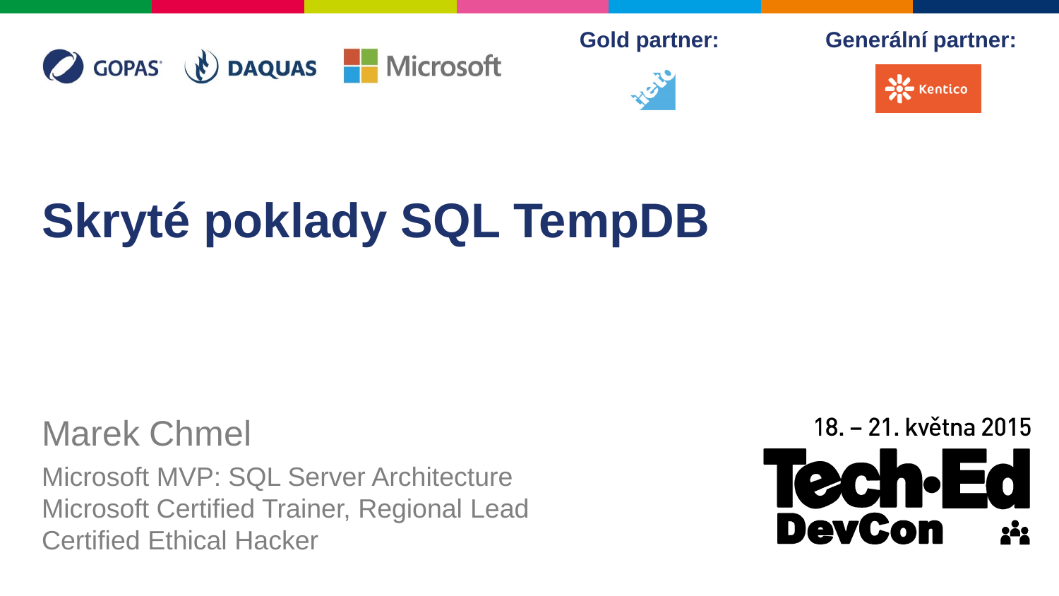Gold partner:

Generální partner:

# Skryté poklady SQL TempDB

Marek Chmel

Microsoft MVP: SQL Server Architecture
Microsoft Certified Trainer, Regional Lead
Certified Ethical Hacker

18. – 21. května 2015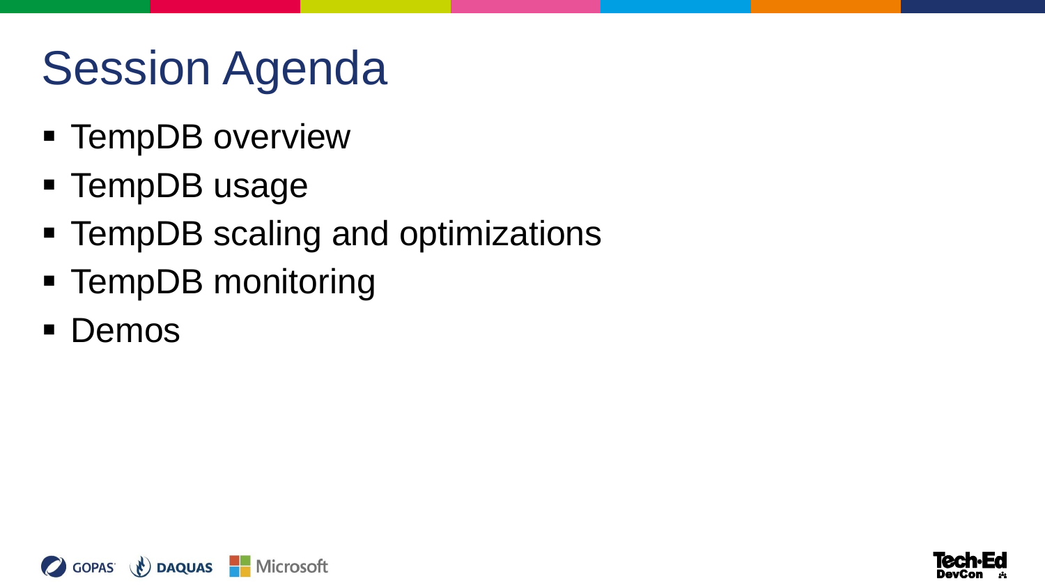# Session Agenda

- TempDB overview
- TempDB usage
- TempDB scaling and optimizations
- TempDB monitoring
- Demos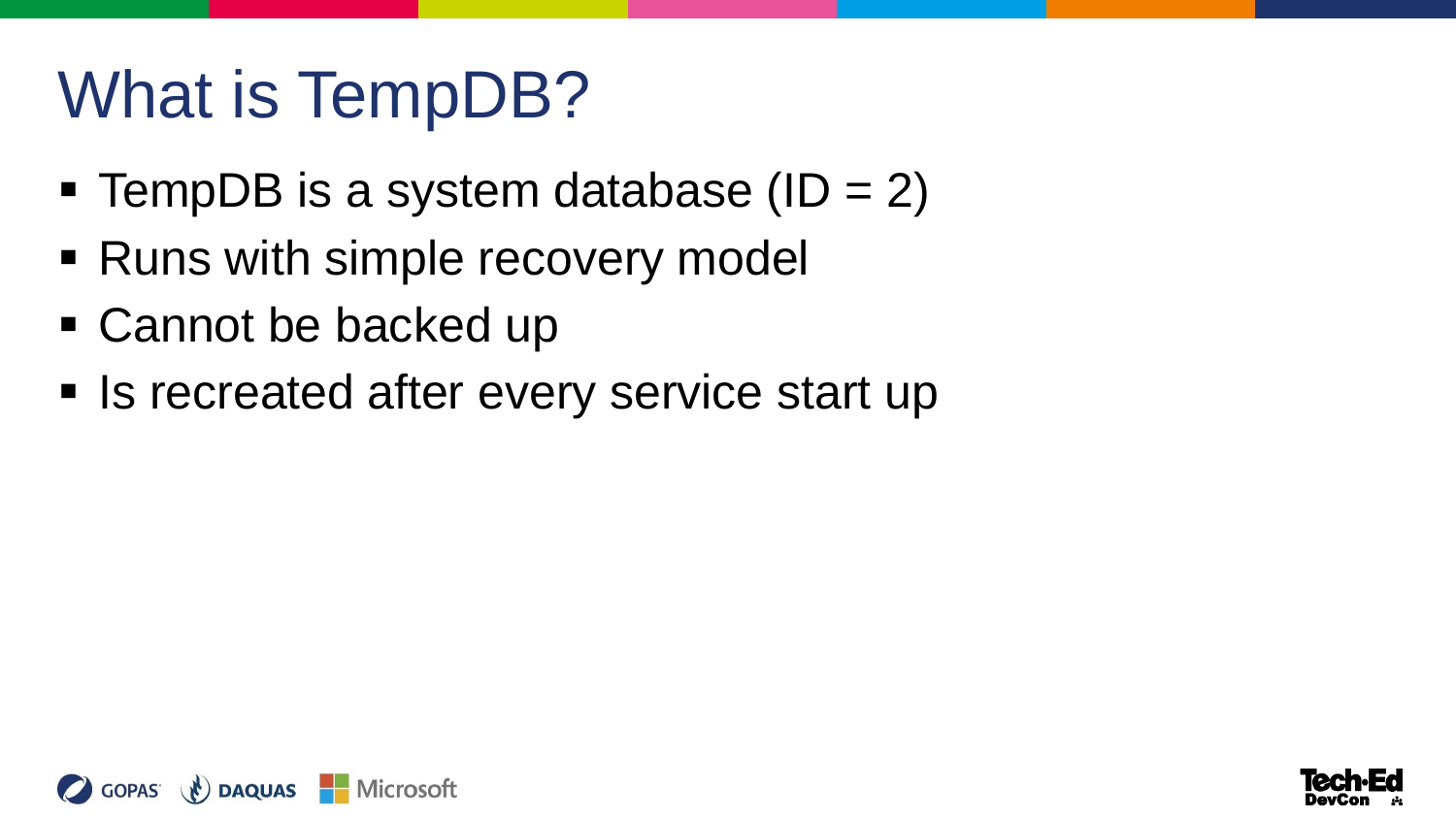# What is TempDB?

- TempDB is a system database (ID = 2)
- Runs with simple recovery model
- Cannot be backed up
- Is recreated after every service start up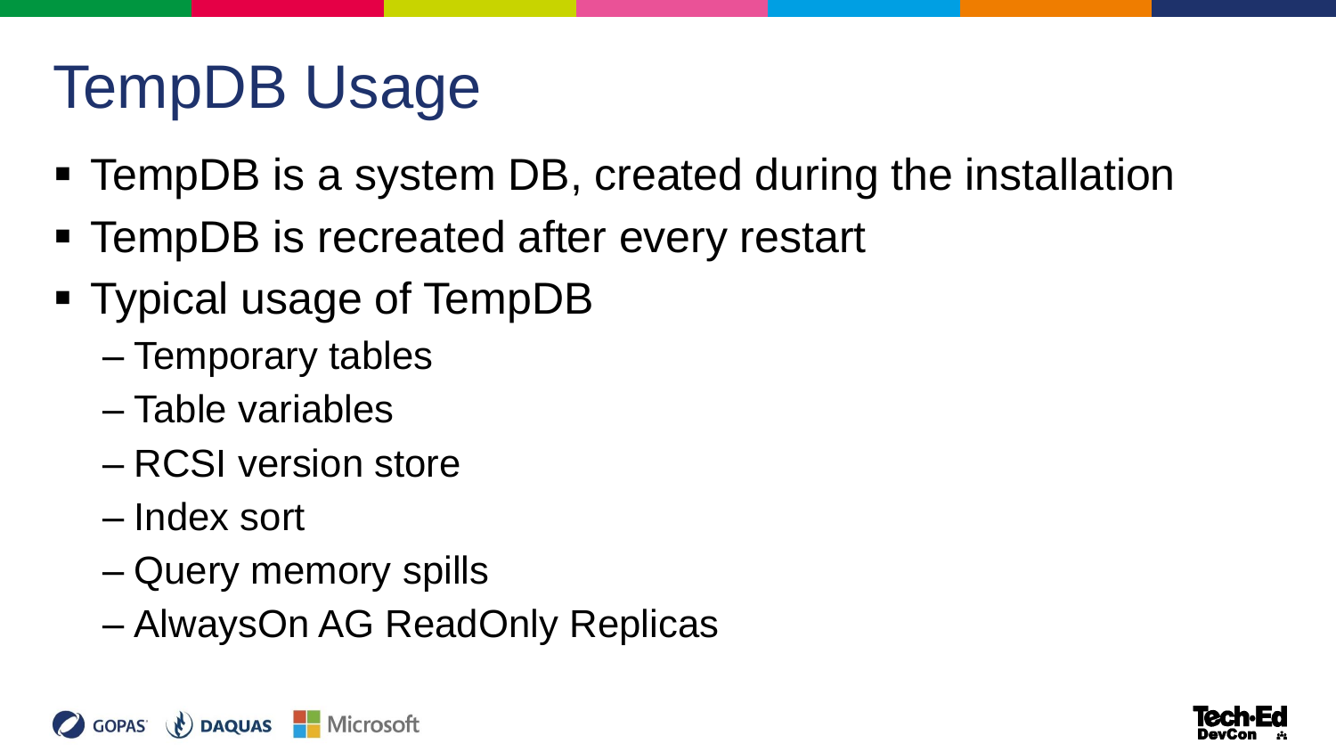# TempDB Usage

- TempDB is a system DB, created during the installation
- TempDB is recreated after every restart
- Typical usage of TempDB
  - Temporary tables
  - Table variables
  - RCSI version store
  - Index sort
  - Query memory spills
  - AlwaysOn AG ReadOnly Replicas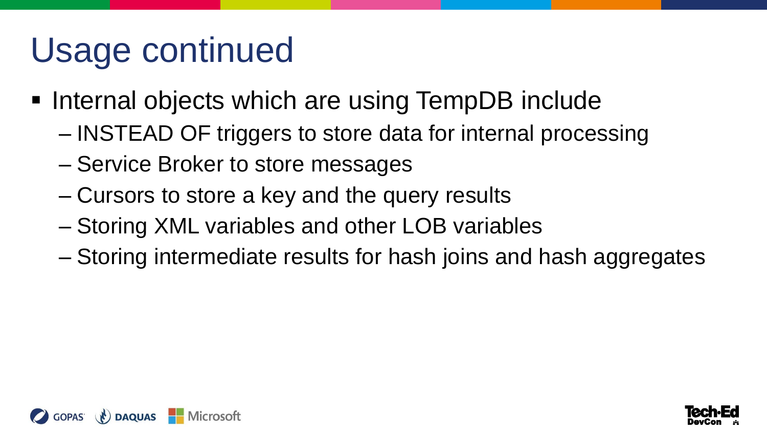# Usage continued

- Internal objects which are using TempDB include
  - INSTEAD OF triggers to store data for internal processing
  - Service Broker to store messages
  - Cursors to store a key and the query results
  - Storing XML variables and other LOB variables
  - Storing intermediate results for hash joins and hash aggregates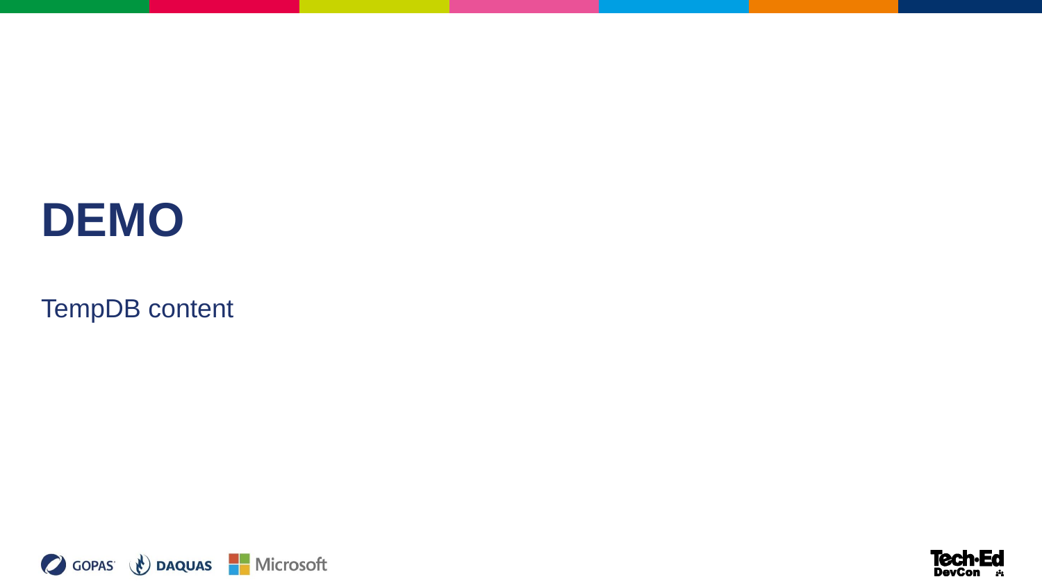# DEMO

TempDB content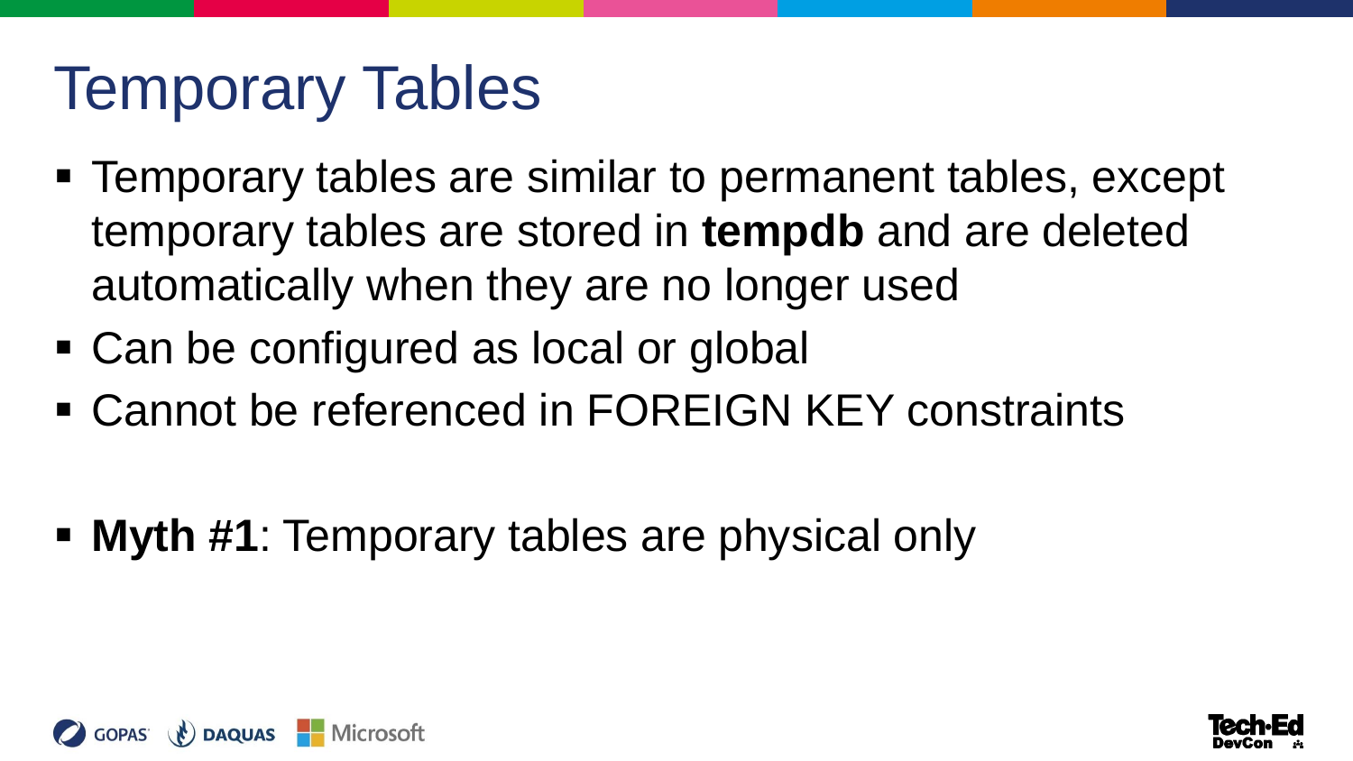# Temporary Tables

- Temporary tables are similar to permanent tables, except temporary tables are stored in **tempdb** and are deleted automatically when they are no longer used
- Can be configured as local or global
- Cannot be referenced in FOREIGN KEY constraints

- **Myth #1**: Temporary tables are physical only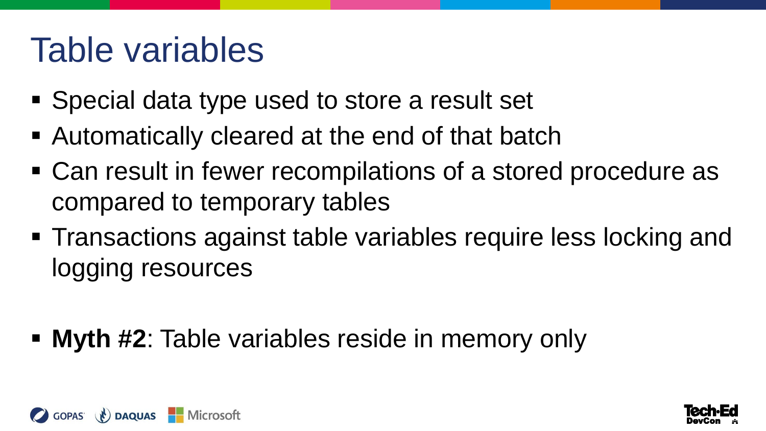# Table variables

- Special data type used to store a result set
- Automatically cleared at the end of that batch
- Can result in fewer recompilations of a stored procedure as compared to temporary tables
- Transactions against table variables require less locking and logging resources

- **Myth #2**: Table variables reside in memory only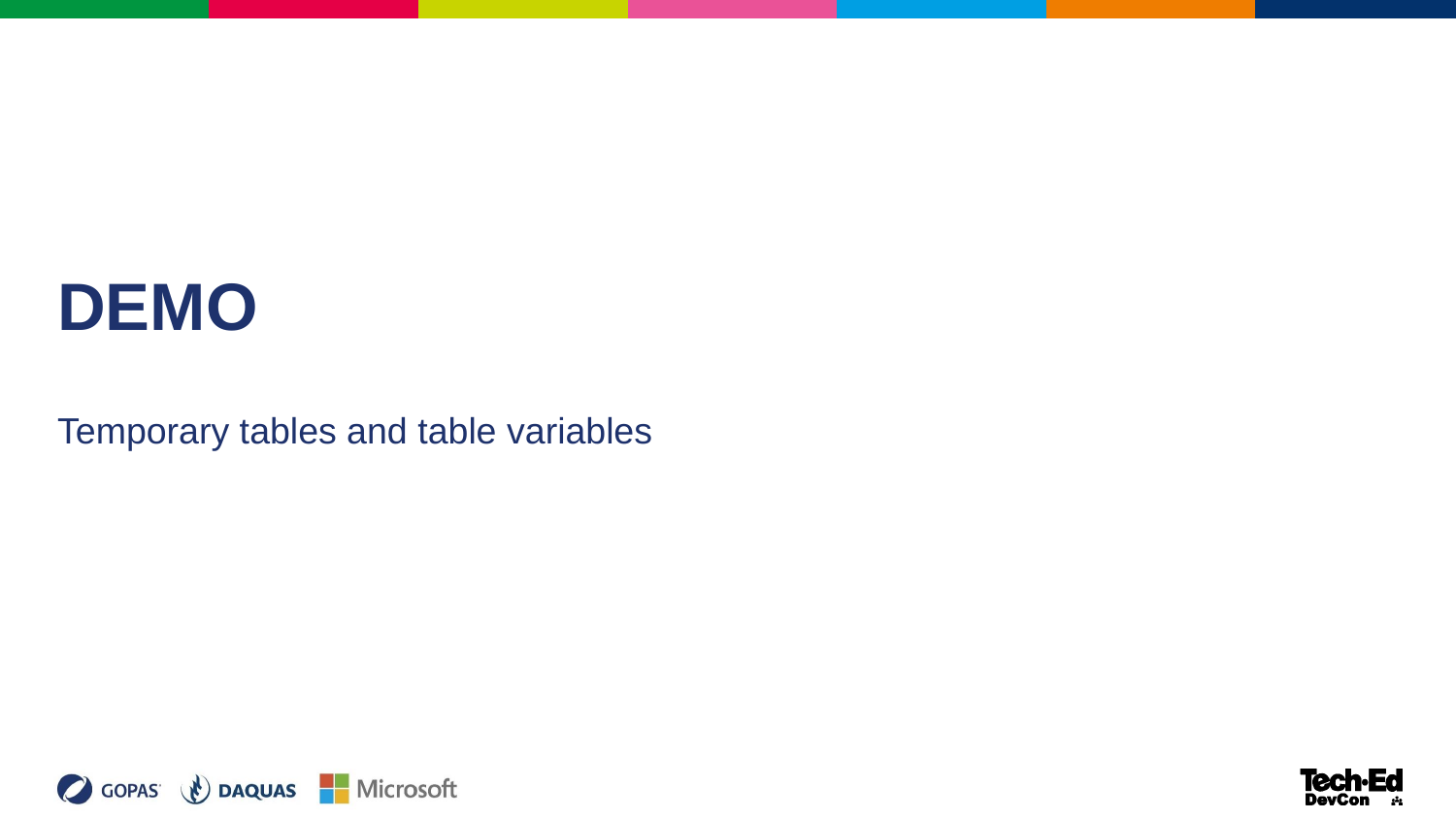# DEMO

Temporary tables and table variables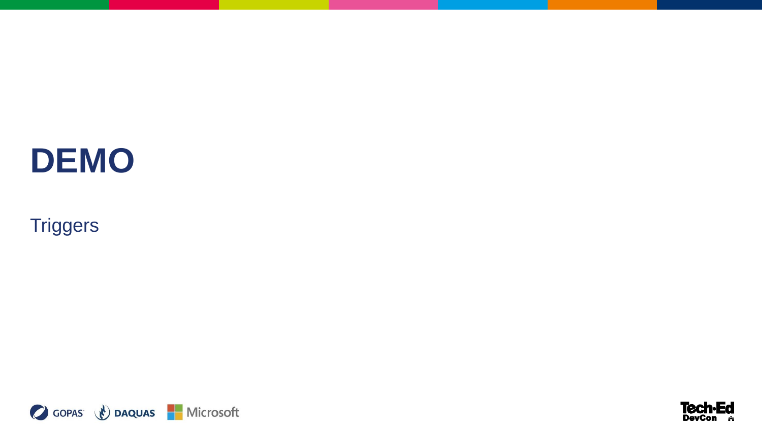# DEMO

Triggers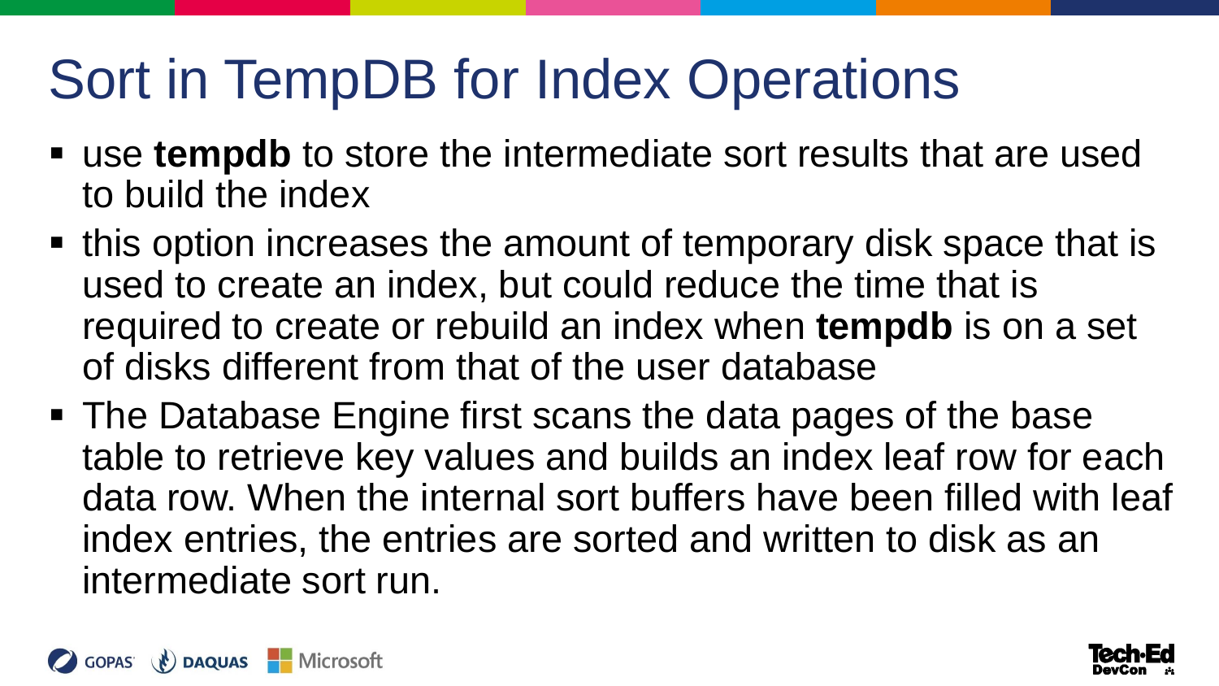# Sort in TempDB for Index Operations

- use **tempdb** to store the intermediate sort results that are used to build the index
- this option increases the amount of temporary disk space that is used to create an index, but could reduce the time that is required to create or rebuild an index when **tempdb** is on a set of disks different from that of the user database
- The Database Engine first scans the data pages of the base table to retrieve key values and builds an index leaf row for each data row. When the internal sort buffers have been filled with leaf index entries, the entries are sorted and written to disk as an intermediate sort run.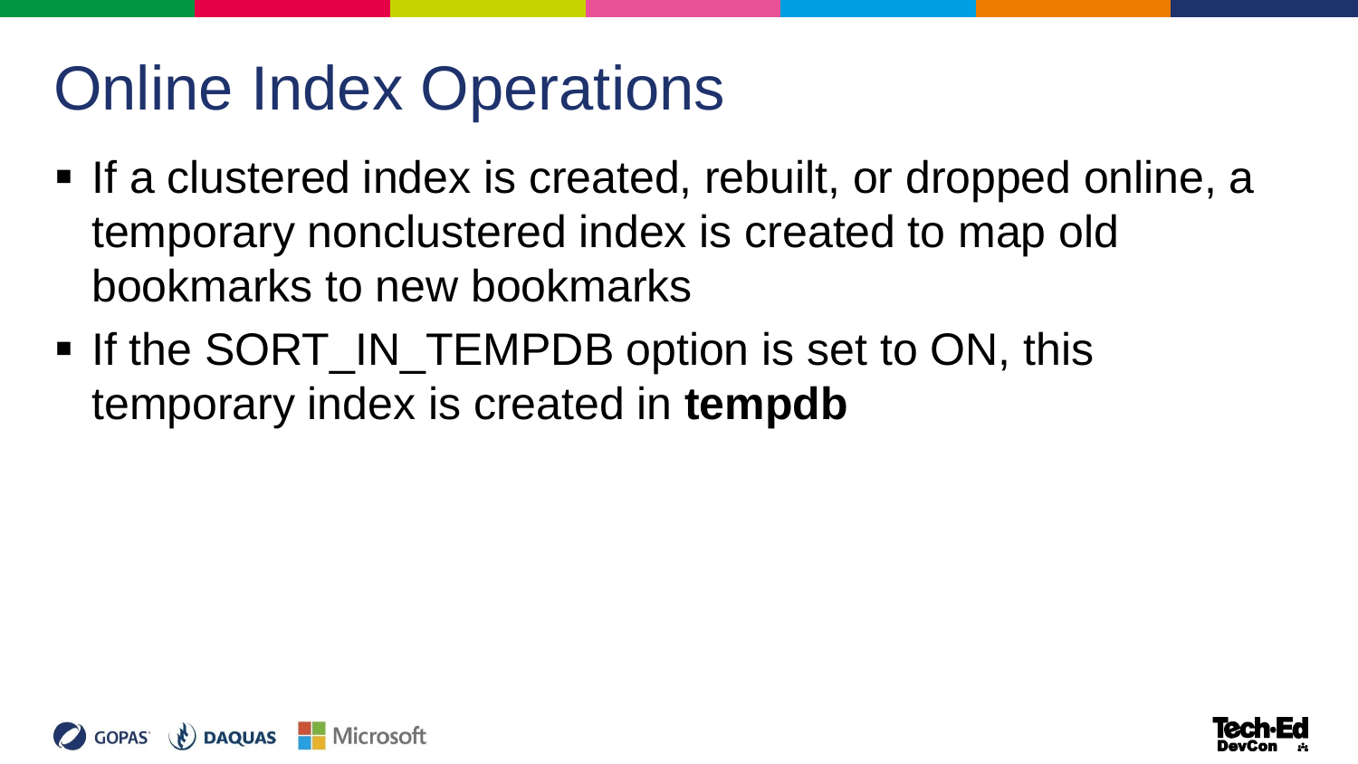# Online Index Operations

- If a clustered index is created, rebuilt, or dropped online, a temporary nonclustered index is created to map old bookmarks to new bookmarks
- If the SORT_IN_TEMPDB option is set to ON, this temporary index is created in **tempdb**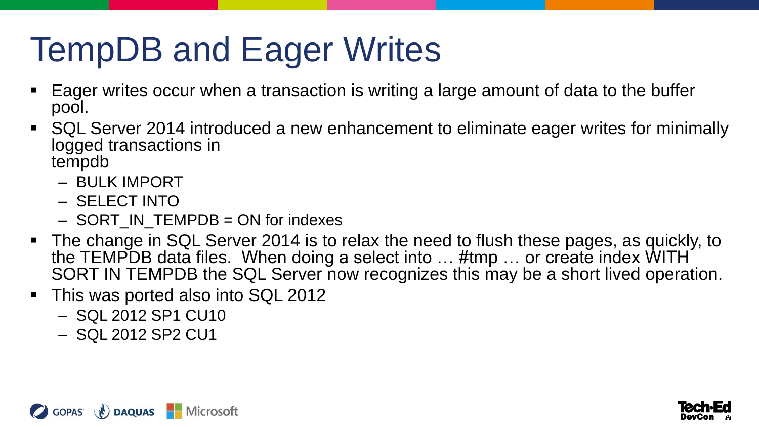# TempDB and Eager Writes

- Eager writes occur when a transaction is writing a large amount of data to the buffer pool.
- SQL Server 2014 introduced a new enhancement to eliminate eager writes for minimally logged transactions in tempdb
  - BULK IMPORT
  - SELECT INTO
  - SORT_IN_TEMPDB = ON for indexes
- The change in SQL Server 2014 is to relax the need to flush these pages, as quickly, to the TEMPDB data files. When doing a select into … #tmp … or create index WITH SORT IN TEMPDB the SQL Server now recognizes this may be a short lived operation.
- This was ported also into SQL 2012
  - SQL 2012 SP1 CU10
  - SQL 2012 SP2 CU1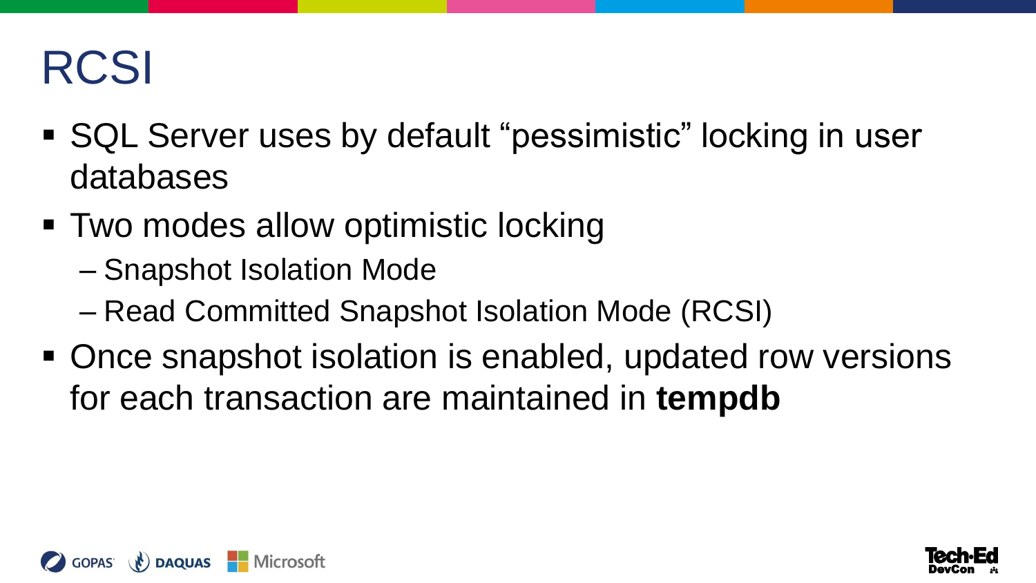# RCSI

- SQL Server uses by default “pessimistic” locking in user databases
- Two modes allow optimistic locking
  - Snapshot Isolation Mode
  - Read Committed Snapshot Isolation Mode (RCSI)
- Once snapshot isolation is enabled, updated row versions for each transaction are maintained in **tempdb**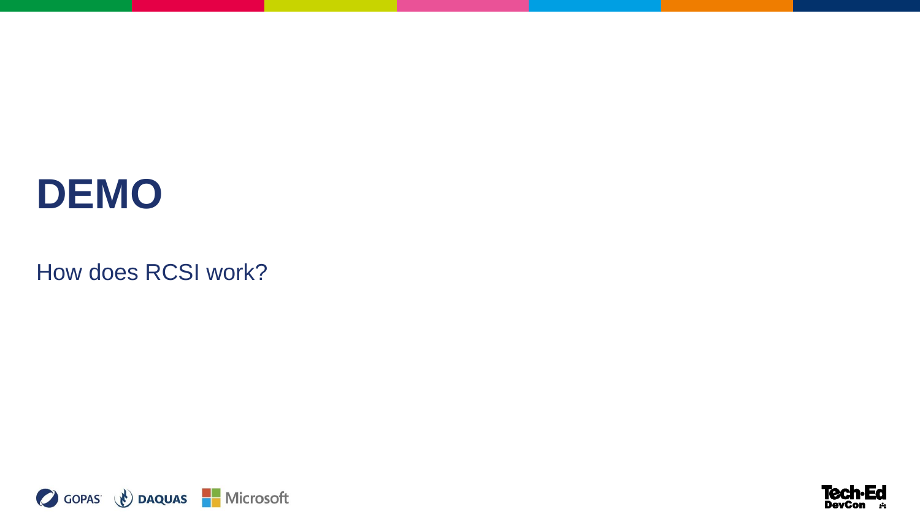# DEMO

How does RCSI work?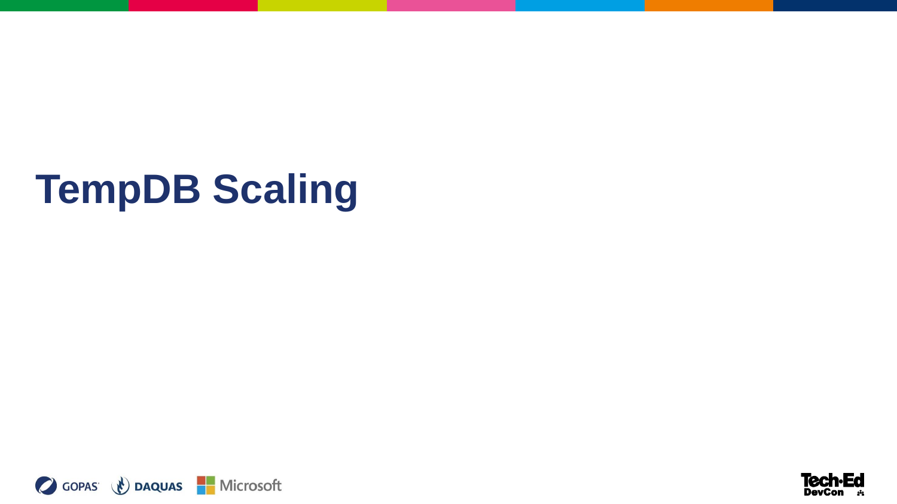# TempDB Scaling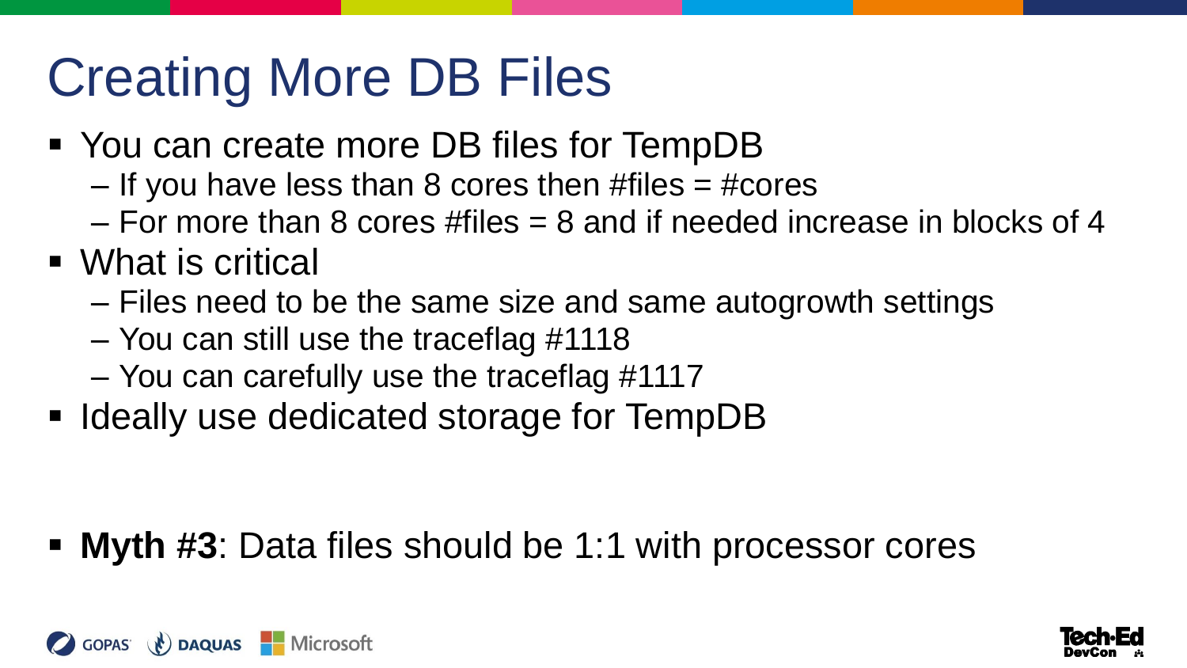# Creating More DB Files

- You can create more DB files for TempDB
  - If you have less than 8 cores then #files = #cores
  - For more than 8 cores #files = 8 and if needed increase in blocks of 4
- What is critical
  - Files need to be the same size and same autogrowth settings
  - You can still use the traceflag #1118
  - You can carefully use the traceflag #1117
- Ideally use dedicated storage for TempDB

- **Myth #3**: Data files should be 1:1 with processor cores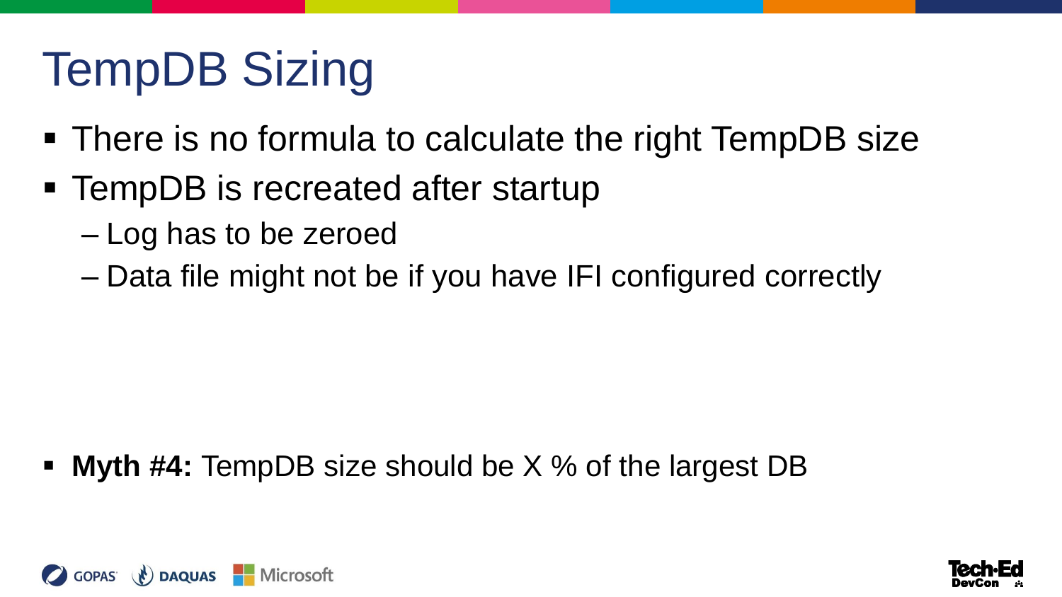# TempDB Sizing

- There is no formula to calculate the right TempDB size
- TempDB is recreated after startup
  - Log has to be zeroed
  - Data file might not be if you have IFI configured correctly

- **Myth #4:** TempDB size should be X % of the largest DB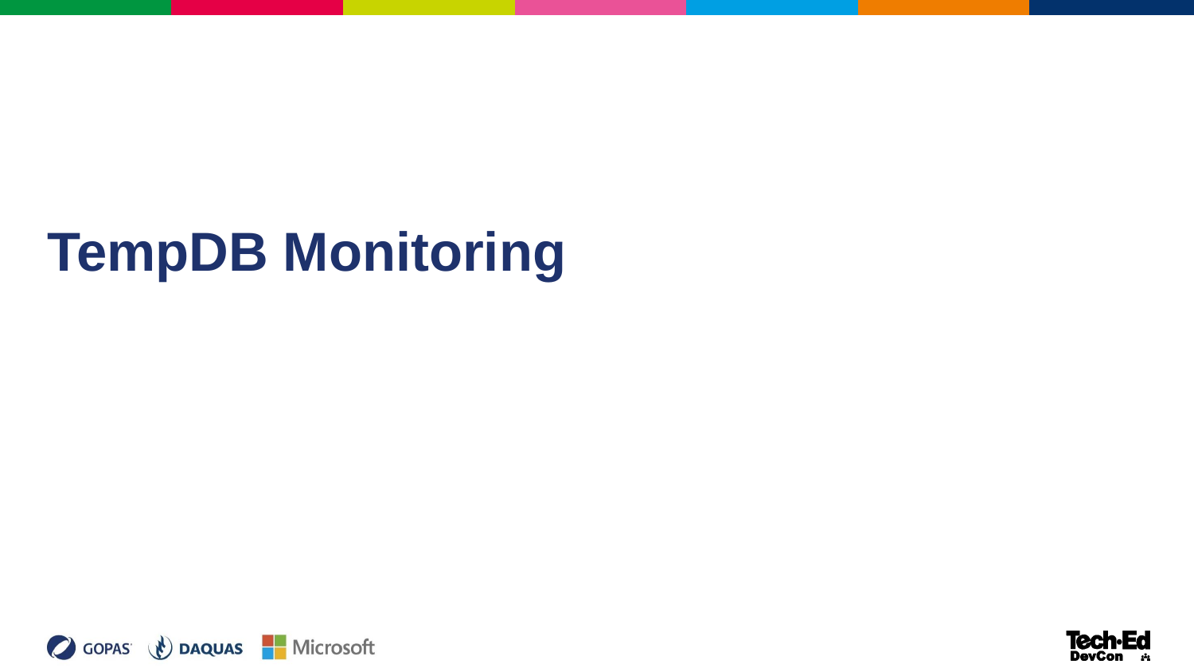# TempDB Monitoring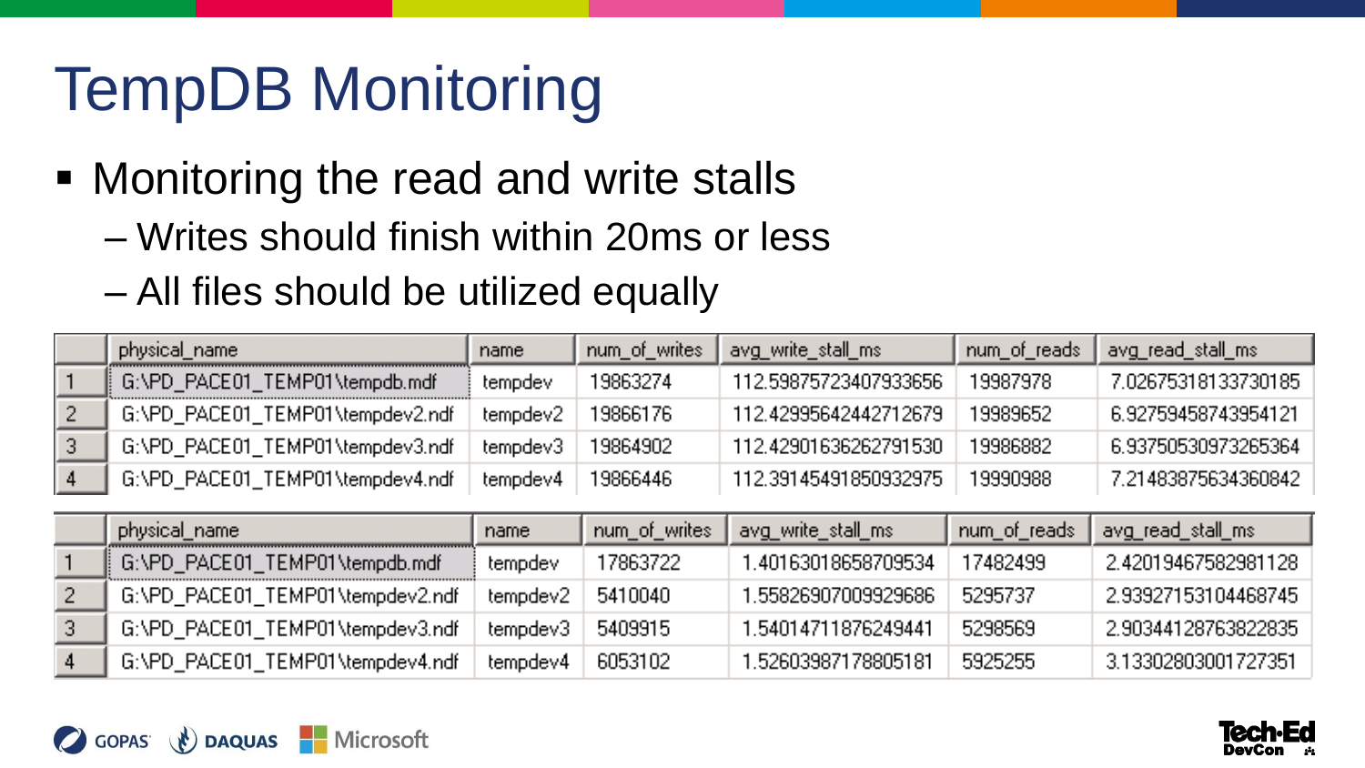# TempDB Monitoring

- Monitoring the read and write stalls
  - Writes should finish within 20ms or less
  - All files should be utilized equally

| | physical_name | name | num_of_writes | avg_write_stall_ms | num_of_reads | avg_read_stall_ms |
|---|---|---|---|---|---|---|
| 1 | G:\PD_PACE01_TEMP01\tempdb.mdf | tempdev | 19863274 | 112.59875723407933656 | 19987978 | 7.02675318133730185 |
| 2 | G:\PD_PACE01_TEMP01\tempdev2.ndf | tempdev2 | 19866176 | 112.42995642442712679 | 19989652 | 6.92759458743954121 |
| 3 | G:\PD_PACE01_TEMP01\tempdev3.ndf | tempdev3 | 19864902 | 112.42901636262791530 | 19986882 | 6.93750530973265364 |
| 4 | G:\PD_PACE01_TEMP01\tempdev4.ndf | tempdev4 | 19866446 | 112.39145491850932975 | 19990988 | 7.21483875634360842 |

| | physical_name | name | num_of_writes | avg_write_stall_ms | num_of_reads | avg_read_stall_ms |
|---|---|---|---|---|---|---|
| 1 | G:\PD_PACE01_TEMP01\tempdb.mdf | tempdev | 17863722 | 1.40163018658709534 | 17482499 | 2.42019467582981128 |
| 2 | G:\PD_PACE01_TEMP01\tempdev2.ndf | tempdev2 | 5410040 | 1.55826907009929686 | 5295737 | 2.93927153104468745 |
| 3 | G:\PD_PACE01_TEMP01\tempdev3.ndf | tempdev3 | 5409915 | 1.54014711876249441 | 5298569 | 2.90344128763822835 |
| 4 | G:\PD_PACE01_TEMP01\tempdev4.ndf | tempdev4 | 6053102 | 1.52603987178805181 | 5925255 | 3.13302803001727351 |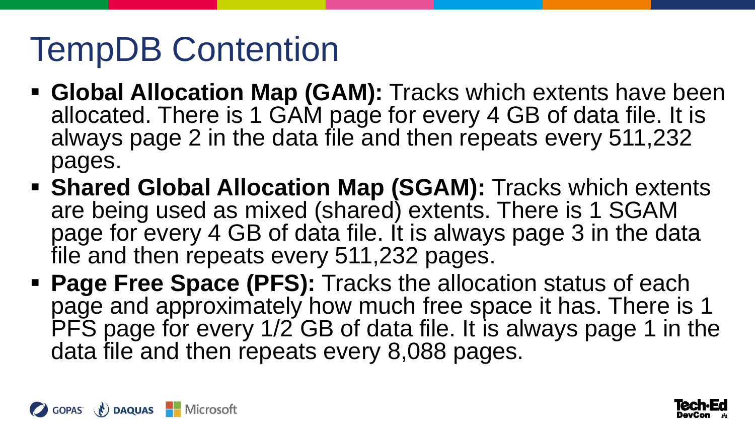# TempDB Contention

- **Global Allocation Map (GAM):** Tracks which extents have been allocated. There is 1 GAM page for every 4 GB of data file. It is always page 2 in the data file and then repeats every 511,232 pages.
- **Shared Global Allocation Map (SGAM):** Tracks which extents are being used as mixed (shared) extents. There is 1 SGAM page for every 4 GB of data file. It is always page 3 in the data file and then repeats every 511,232 pages.
- **Page Free Space (PFS):** Tracks the allocation status of each page and approximately how much free space it has. There is 1 PFS page for every 1/2 GB of data file. It is always page 1 in the data file and then repeats every 8,088 pages.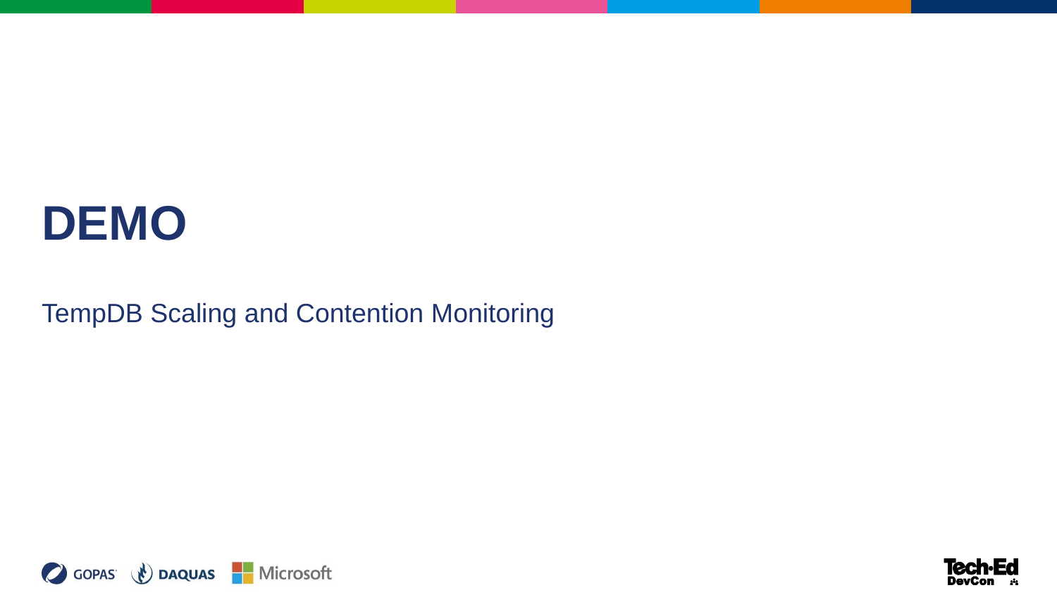# DEMO

TempDB Scaling and Contention Monitoring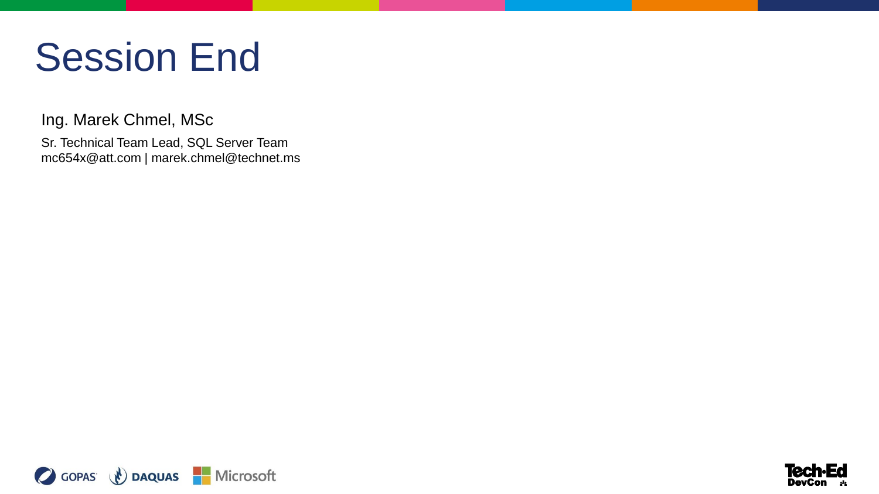# Session End

Ing. Marek Chmel, MSc

Sr. Technical Team Lead, SQL Server Team
mc654x@att.com | marek.chmel@technet.ms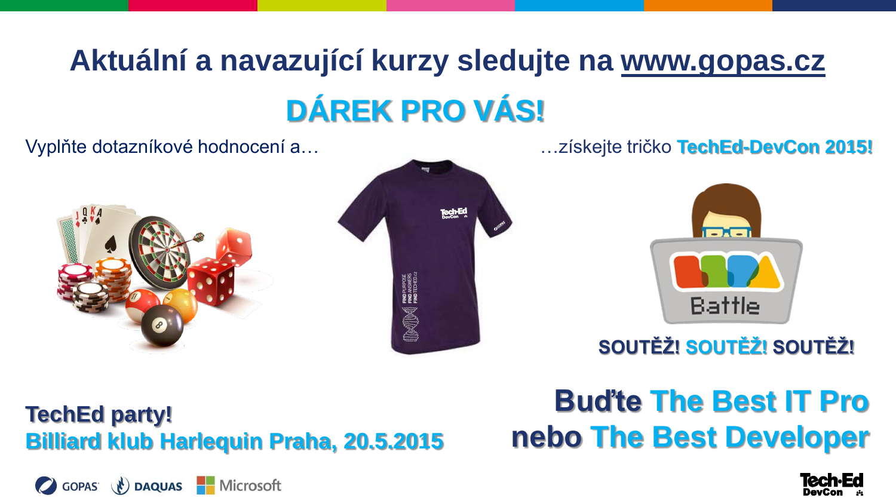# Aktuální a navazující kurzy sledujte na www.gopas.cz

## DÁREK PRO VÁS!

Vyplňte dotazníkové hodnocení a… …získejte tričko **TechEd-DevCon 2015!**

**SOUTĚŽ! SOUTĚŽ! SOUTĚŽ!**

**TechEd party!**
**Billiard klub Harlequin Praha, 20.5.2015**

**Buďte The Best IT Pro**
**nebo The Best Developer**